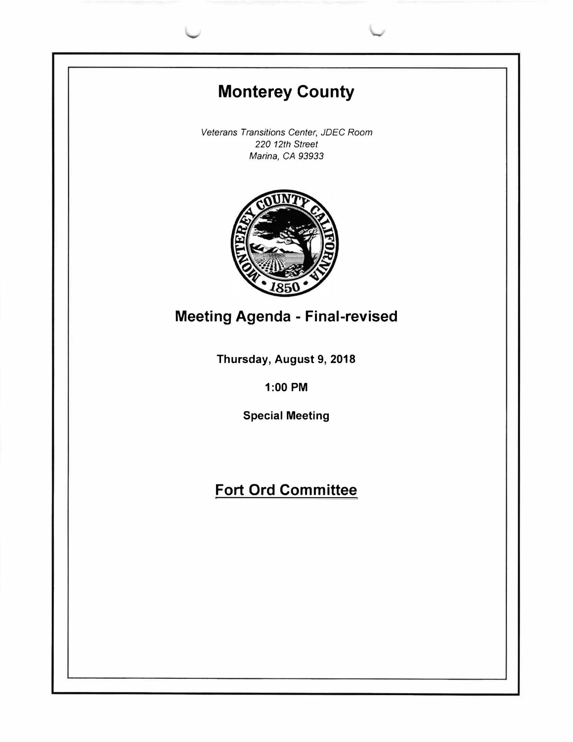# Monterey County

*Veterans Transitions Center, JDEC Room*
*220 12th Street*
*Marina, CA 93933*

## Meeting Agenda - Final-revised

**Thursday, August 9, 2018**

**1:00 PM**

**Special Meeting**

## Fort Ord Committee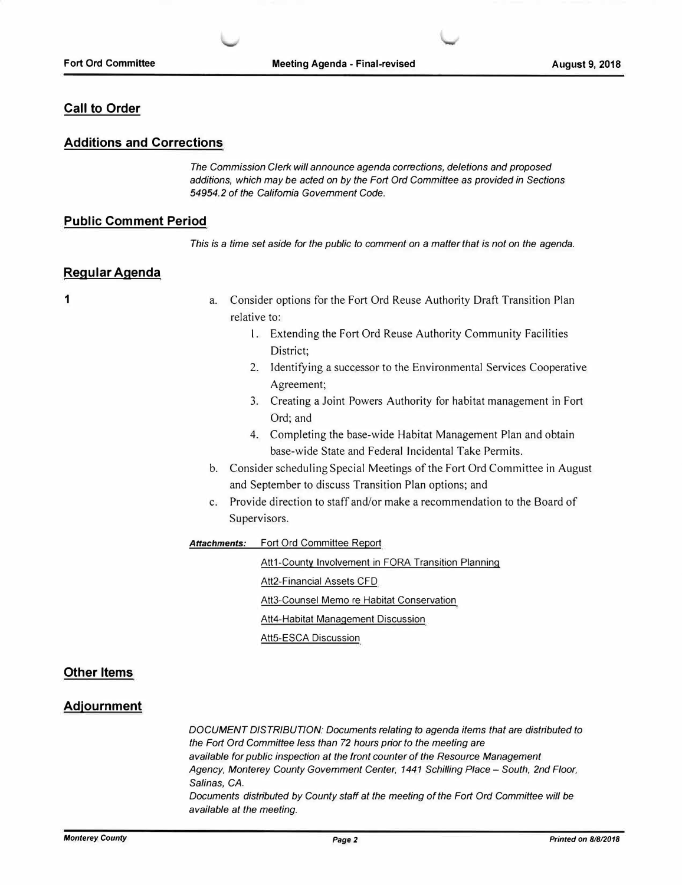## Call to Order

## Additions and Corrections

*The Commission Clerk will announce agenda corrections, deletions and proposed additions, which may be acted on by the Fort Ord Committee as provided in Sections 54954.2 of the California Government Code.*

## Public Comment Period

*This is a time set aside for the public to comment on a matter that is not on the agenda.*

## Regular Agenda

**1**

a. Consider options for the Fort Ord Reuse Authority Draft Transition Plan relative to:
   1. Extending the Fort Ord Reuse Authority Community Facilities District;
   2. Identifying a successor to the Environmental Services Cooperative Agreement;
   3. Creating a Joint Powers Authority for habitat management in Fort Ord; and
   4. Completing the base-wide Habitat Management Plan and obtain base-wide State and Federal Incidental Take Permits.

b. Consider scheduling Special Meetings of the Fort Ord Committee in August and September to discuss Transition Plan options; and

c. Provide direction to staff and/or make a recommendation to the Board of Supervisors.

***Attachments:*** Fort Ord Committee Report

Att1-County Involvement in FORA Transition Planning

Att2-Financial Assets CFD

Att3-Counsel Memo re Habitat Conservation

Att4-Habitat Management Discussion

Att5-ESCA Discussion

## Other Items

## Adjournment

*DOCUMENT DISTRIBUTION: Documents relating to agenda items that are distributed to the Fort Ord Committee less than 72 hours prior to the meeting are available for public inspection at the front counter of the Resource Management Agency, Monterey County Government Center, 1441 Schilling Place – South, 2nd Floor, Salinas, CA.*

*Documents distributed by County staff at the meeting of the Fort Ord Committee will be available at the meeting.*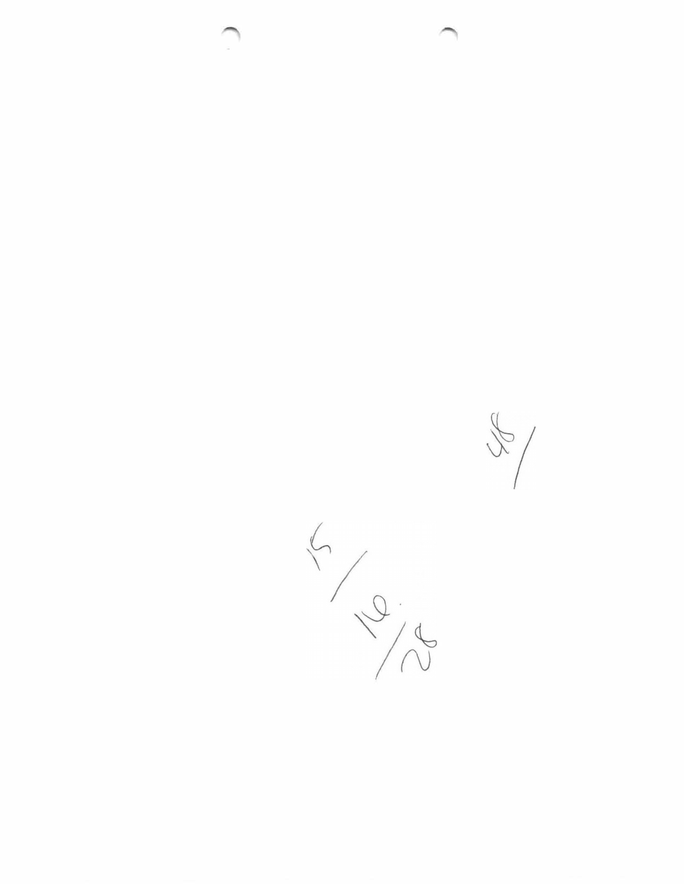48/

15/16/28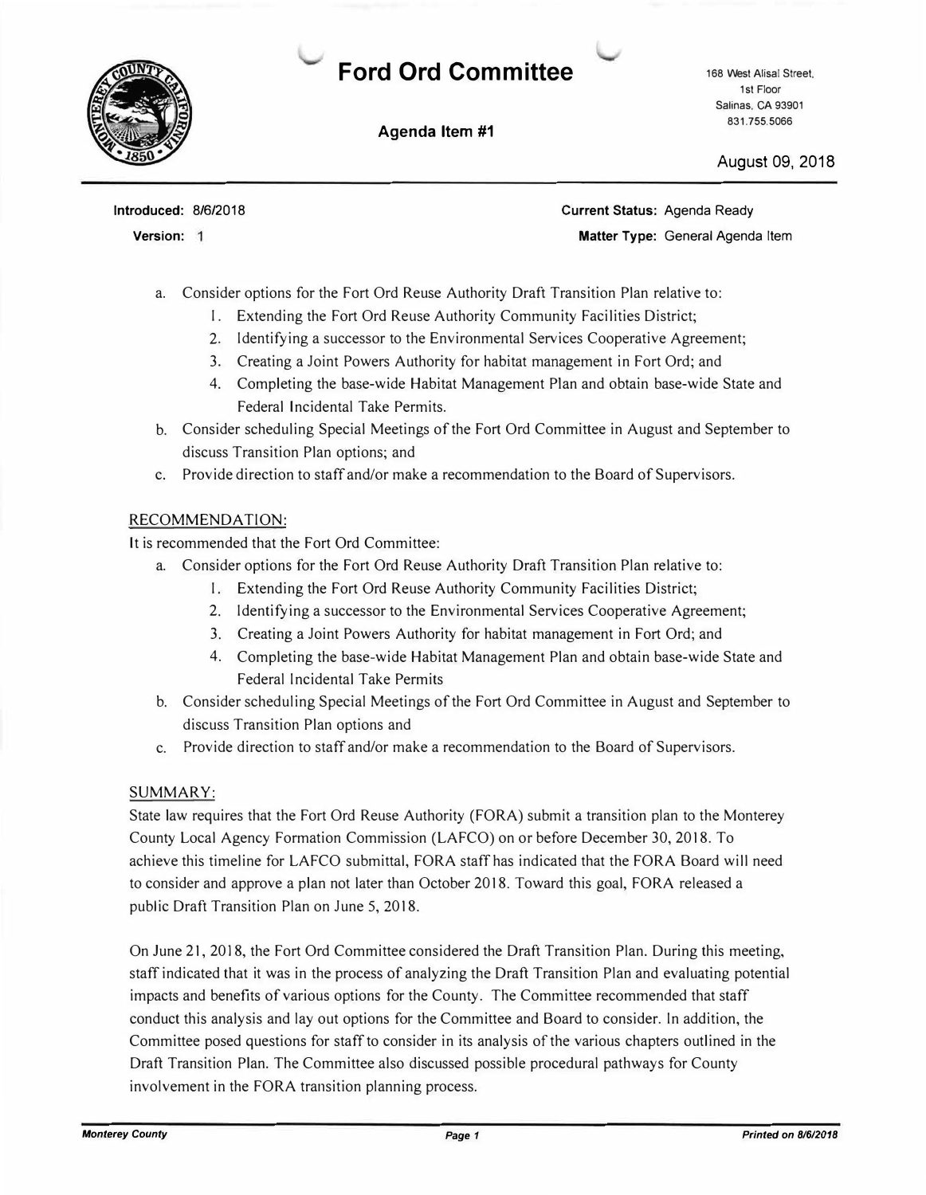# Ford Ord Committee

168 West Alisal Street, 1st Floor
Salinas, CA 93901
831.755.5066

**Agenda Item #1**

August 09, 2018

**Introduced:** 8/6/2018
**Version:** 1

**Current Status:** Agenda Ready
**Matter Type:** General Agenda Item

a. Consider options for the Fort Ord Reuse Authority Draft Transition Plan relative to:
    1. Extending the Fort Ord Reuse Authority Community Facilities District;
    2. Identifying a successor to the Environmental Services Cooperative Agreement;
    3. Creating a Joint Powers Authority for habitat management in Fort Ord; and
    4. Completing the base-wide Habitat Management Plan and obtain base-wide State and Federal Incidental Take Permits.

b. Consider scheduling Special Meetings of the Fort Ord Committee in August and September to discuss Transition Plan options; and

c. Provide direction to staff and/or make a recommendation to the Board of Supervisors.

## RECOMMENDATION:

It is recommended that the Fort Ord Committee:

a. Consider options for the Fort Ord Reuse Authority Draft Transition Plan relative to:
    1. Extending the Fort Ord Reuse Authority Community Facilities District;
    2. Identifying a successor to the Environmental Services Cooperative Agreement;
    3. Creating a Joint Powers Authority for habitat management in Fort Ord; and
    4. Completing the base-wide Habitat Management Plan and obtain base-wide State and Federal Incidental Take Permits

b. Consider scheduling Special Meetings of the Fort Ord Committee in August and September to discuss Transition Plan options and

c. Provide direction to staff and/or make a recommendation to the Board of Supervisors.

## SUMMARY:

State law requires that the Fort Ord Reuse Authority (FORA) submit a transition plan to the Monterey County Local Agency Formation Commission (LAFCO) on or before December 30, 2018. To achieve this timeline for LAFCO submittal, FORA staff has indicated that the FORA Board will need to consider and approve a plan not later than October 2018. Toward this goal, FORA released a public Draft Transition Plan on June 5, 2018.

On June 21, 2018, the Fort Ord Committee considered the Draft Transition Plan. During this meeting, staff indicated that it was in the process of analyzing the Draft Transition Plan and evaluating potential impacts and benefits of various options for the County. The Committee recommended that staff conduct this analysis and lay out options for the Committee and Board to consider. In addition, the Committee posed questions for staff to consider in its analysis of the various chapters outlined in the Draft Transition Plan. The Committee also discussed possible procedural pathways for County involvement in the FORA transition planning process.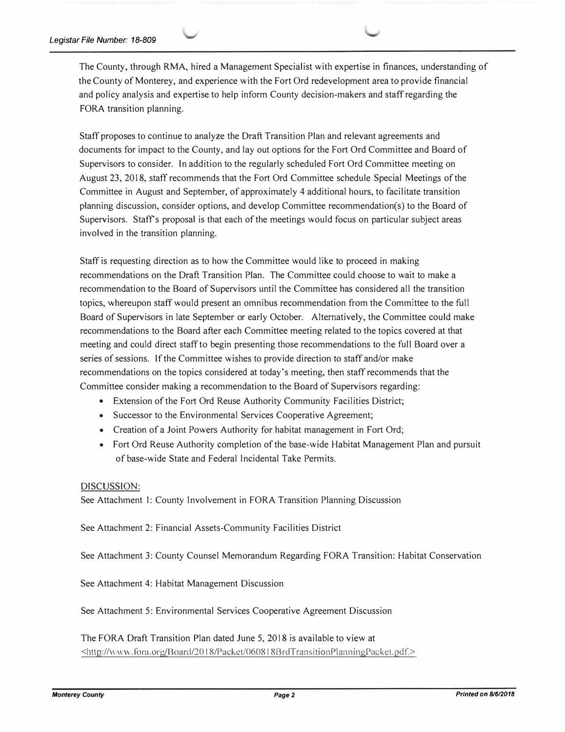The County, through RMA, hired a Management Specialist with expertise in finances, understanding of the County of Monterey, and experience with the Fort Ord redevelopment area to provide financial and policy analysis and expertise to help inform County decision-makers and staff regarding the FORA transition planning.

Staff proposes to continue to analyze the Draft Transition Plan and relevant agreements and documents for impact to the County, and lay out options for the Fort Ord Committee and Board of Supervisors to consider. In addition to the regularly scheduled Fort Ord Committee meeting on August 23, 2018, staff recommends that the Fort Ord Committee schedule Special Meetings of the Committee in August and September, of approximately 4 additional hours, to facilitate transition planning discussion, consider options, and develop Committee recommendation(s) to the Board of Supervisors. Staff's proposal is that each of the meetings would focus on particular subject areas involved in the transition planning.

Staff is requesting direction as to how the Committee would like to proceed in making recommendations on the Draft Transition Plan. The Committee could choose to wait to make a recommendation to the Board of Supervisors until the Committee has considered all the transition topics, whereupon staff would present an omnibus recommendation from the Committee to the full Board of Supervisors in late September or early October. Alternatively, the Committee could make recommendations to the Board after each Committee meeting related to the topics covered at that meeting and could direct staff to begin presenting those recommendations to the full Board over a series of sessions. If the Committee wishes to provide direction to staff and/or make recommendations on the topics considered at today's meeting, then staff recommends that the Committee consider making a recommendation to the Board of Supervisors regarding:

- Extension of the Fort Ord Reuse Authority Community Facilities District;
- Successor to the Environmental Services Cooperative Agreement;
- Creation of a Joint Powers Authority for habitat management in Fort Ord;
- Fort Ord Reuse Authority completion of the base-wide Habitat Management Plan and pursuit of base-wide State and Federal Incidental Take Permits.

DISCUSSION:

See Attachment 1: County Involvement in FORA Transition Planning Discussion

See Attachment 2: Financial Assets-Community Facilities District

See Attachment 3: County Counsel Memorandum Regarding FORA Transition: Habitat Conservation

See Attachment 4: Habitat Management Discussion

See Attachment 5: Environmental Services Cooperative Agreement Discussion

The FORA Draft Transition Plan dated June 5, 2018 is available to view at <http://www.fora.org/Board/2018/Packet/060818BrdTransitionPlanningPacket.pdf.>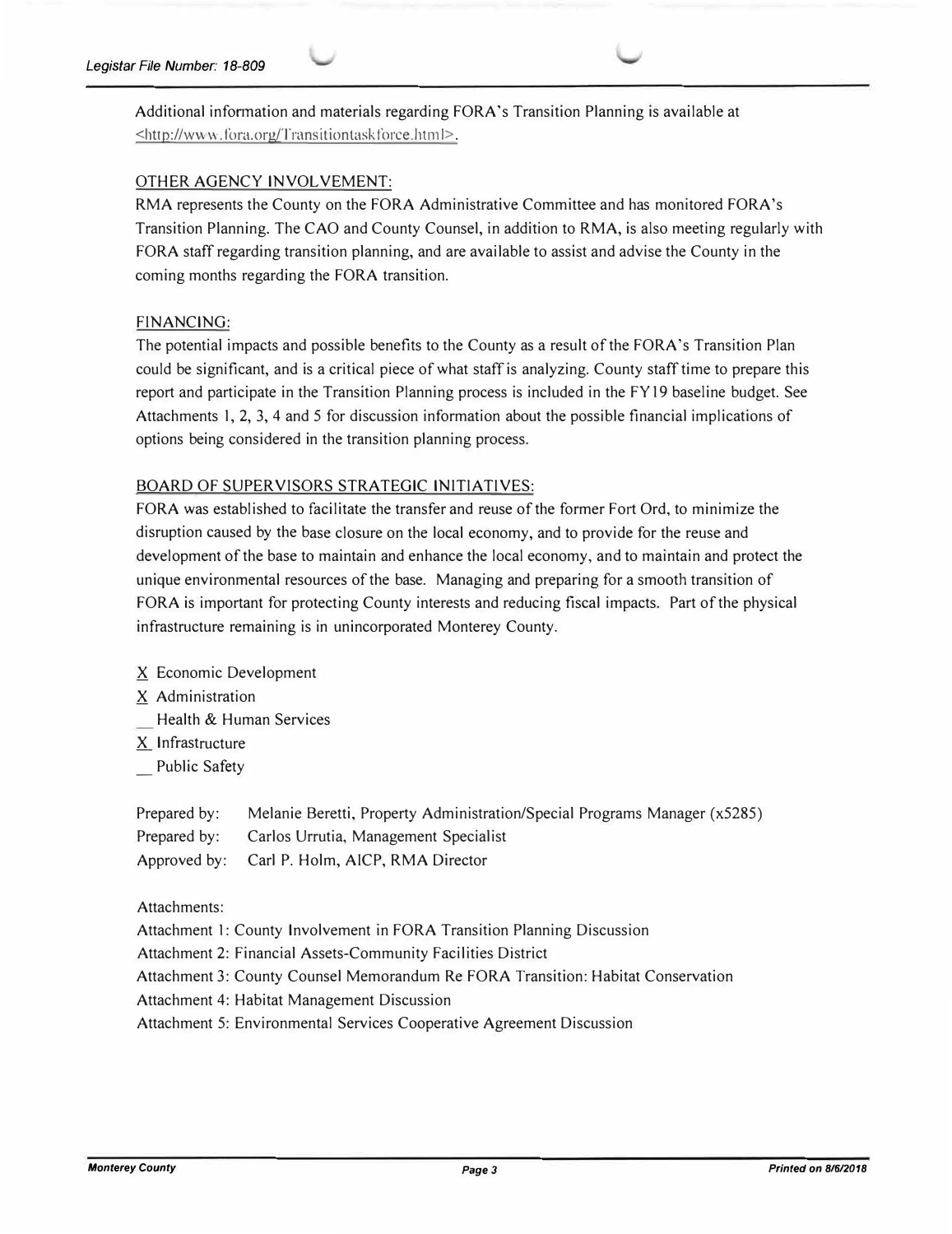Additional information and materials regarding FORA's Transition Planning is available at <http://www.fora.org/Transitiontaskforce.html>.

OTHER AGENCY INVOLVEMENT:

RMA represents the County on the FORA Administrative Committee and has monitored FORA's Transition Planning. The CAO and County Counsel, in addition to RMA, is also meeting regularly with FORA staff regarding transition planning, and are available to assist and advise the County in the coming months regarding the FORA transition.

FINANCING:

The potential impacts and possible benefits to the County as a result of the FORA's Transition Plan could be significant, and is a critical piece of what staff is analyzing. County staff time to prepare this report and participate in the Transition Planning process is included in the FY19 baseline budget. See Attachments 1, 2, 3, 4 and 5 for discussion information about the possible financial implications of options being considered in the transition planning process.

BOARD OF SUPERVISORS STRATEGIC INITIATIVES:

FORA was established to facilitate the transfer and reuse of the former Fort Ord, to minimize the disruption caused by the base closure on the local economy, and to provide for the reuse and development of the base to maintain and enhance the local economy, and to maintain and protect the unique environmental resources of the base. Managing and preparing for a smooth transition of FORA is important for protecting County interests and reducing fiscal impacts. Part of the physical infrastructure remaining is in unincorporated Monterey County.

X Economic Development
X Administration
__ Health & Human Services
X Infrastructure
__ Public Safety

Prepared by: Melanie Beretti, Property Administration/Special Programs Manager (x5285)
Prepared by: Carlos Urrutia, Management Specialist
Approved by: Carl P. Holm, AICP, RMA Director

Attachments:
Attachment 1: County Involvement in FORA Transition Planning Discussion
Attachment 2: Financial Assets-Community Facilities District
Attachment 3: County Counsel Memorandum Re FORA Transition: Habitat Conservation
Attachment 4: Habitat Management Discussion
Attachment 5: Environmental Services Cooperative Agreement Discussion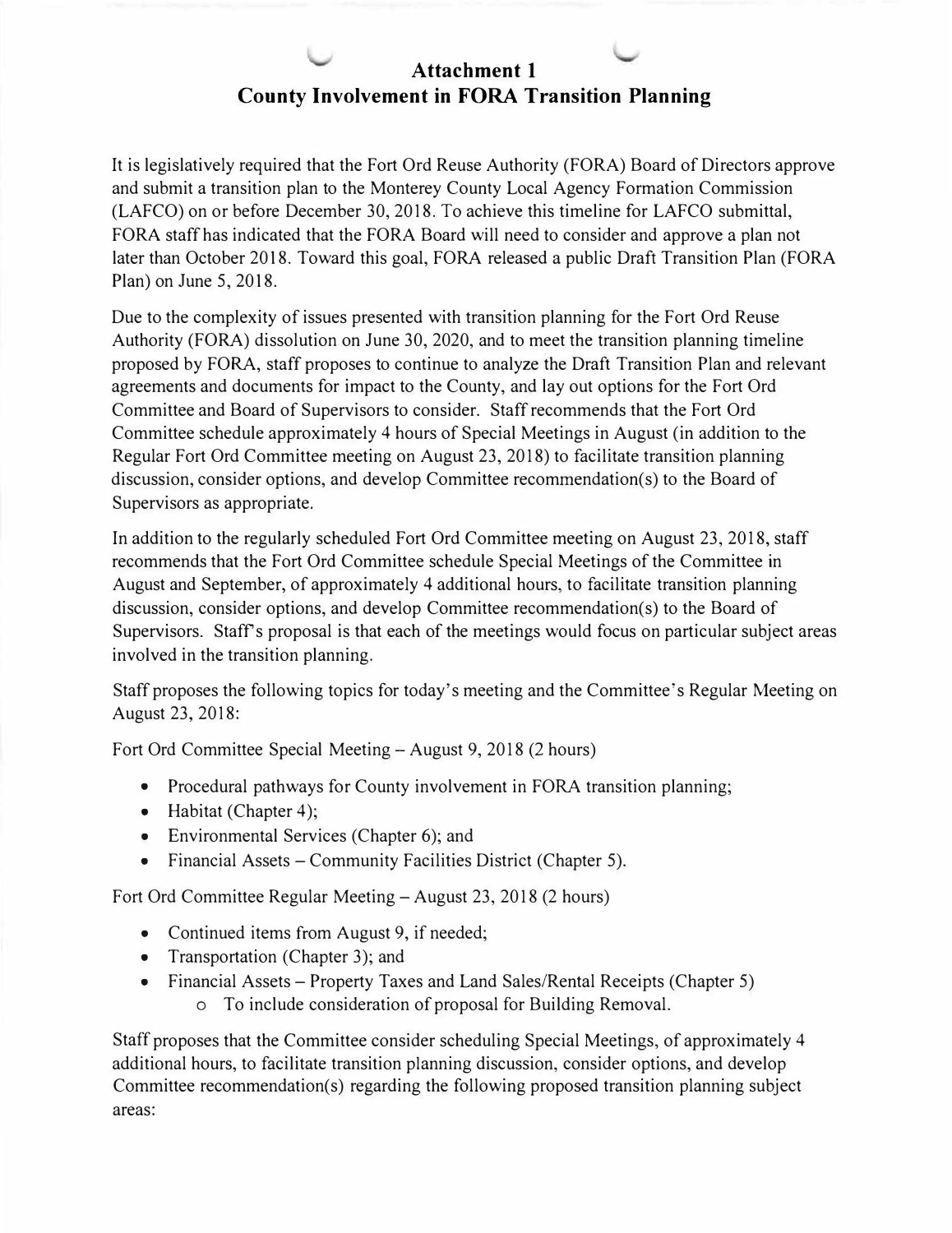# Attachment 1
## County Involvement in FORA Transition Planning

It is legislatively required that the Fort Ord Reuse Authority (FORA) Board of Directors approve and submit a transition plan to the Monterey County Local Agency Formation Commission (LAFCO) on or before December 30, 2018. To achieve this timeline for LAFCO submittal, FORA staff has indicated that the FORA Board will need to consider and approve a plan not later than October 2018. Toward this goal, FORA released a public Draft Transition Plan (FORA Plan) on June 5, 2018.

Due to the complexity of issues presented with transition planning for the Fort Ord Reuse Authority (FORA) dissolution on June 30, 2020, and to meet the transition planning timeline proposed by FORA, staff proposes to continue to analyze the Draft Transition Plan and relevant agreements and documents for impact to the County, and lay out options for the Fort Ord Committee and Board of Supervisors to consider. Staff recommends that the Fort Ord Committee schedule approximately 4 hours of Special Meetings in August (in addition to the Regular Fort Ord Committee meeting on August 23, 2018) to facilitate transition planning discussion, consider options, and develop Committee recommendation(s) to the Board of Supervisors as appropriate.

In addition to the regularly scheduled Fort Ord Committee meeting on August 23, 2018, staff recommends that the Fort Ord Committee schedule Special Meetings of the Committee in August and September, of approximately 4 additional hours, to facilitate transition planning discussion, consider options, and develop Committee recommendation(s) to the Board of Supervisors. Staff's proposal is that each of the meetings would focus on particular subject areas involved in the transition planning.

Staff proposes the following topics for today's meeting and the Committee's Regular Meeting on August 23, 2018:

Fort Ord Committee Special Meeting – August 9, 2018 (2 hours)

- Procedural pathways for County involvement in FORA transition planning;
- Habitat (Chapter 4);
- Environmental Services (Chapter 6); and
- Financial Assets – Community Facilities District (Chapter 5).

Fort Ord Committee Regular Meeting – August 23, 2018 (2 hours)

- Continued items from August 9, if needed;
- Transportation (Chapter 3); and
- Financial Assets – Property Taxes and Land Sales/Rental Receipts (Chapter 5)
  - To include consideration of proposal for Building Removal.

Staff proposes that the Committee consider scheduling Special Meetings, of approximately 4 additional hours, to facilitate transition planning discussion, consider options, and develop Committee recommendation(s) regarding the following proposed transition planning subject areas: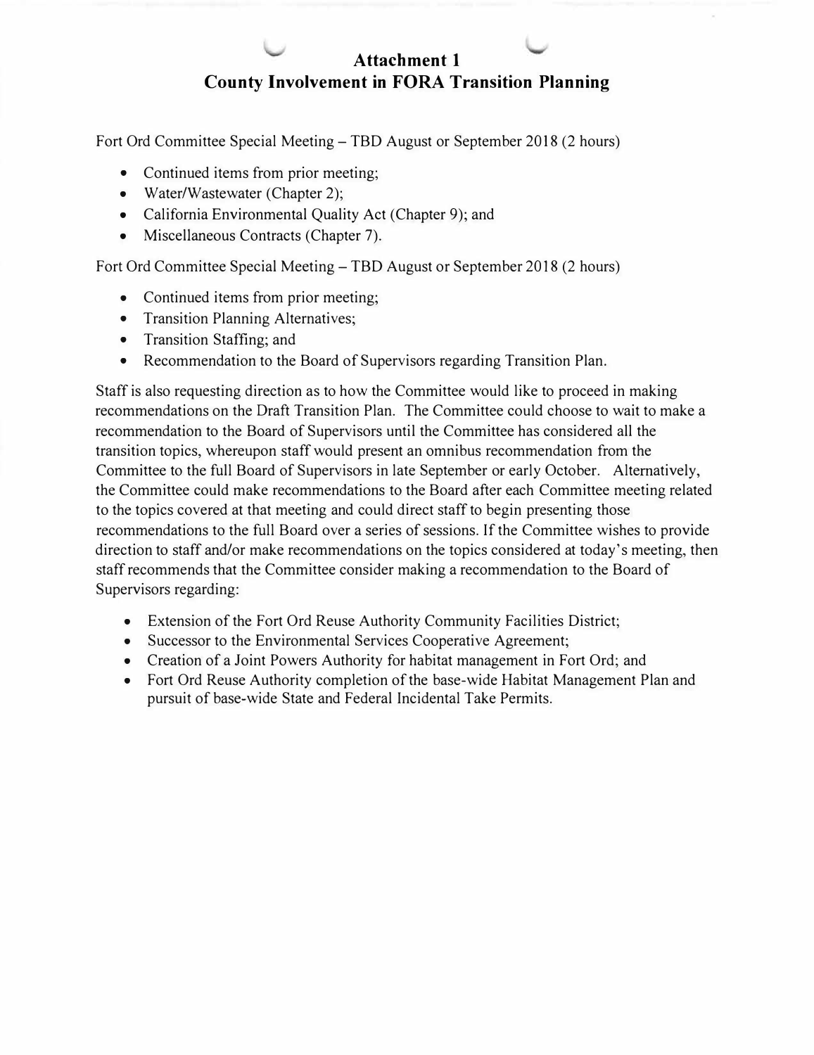# Attachment 1
## County Involvement in FORA Transition Planning

Fort Ord Committee Special Meeting – TBD August or September 2018 (2 hours)

- Continued items from prior meeting;
- Water/Wastewater (Chapter 2);
- California Environmental Quality Act (Chapter 9); and
- Miscellaneous Contracts (Chapter 7).

Fort Ord Committee Special Meeting – TBD August or September 2018 (2 hours)

- Continued items from prior meeting;
- Transition Planning Alternatives;
- Transition Staffing; and
- Recommendation to the Board of Supervisors regarding Transition Plan.

Staff is also requesting direction as to how the Committee would like to proceed in making recommendations on the Draft Transition Plan. The Committee could choose to wait to make a recommendation to the Board of Supervisors until the Committee has considered all the transition topics, whereupon staff would present an omnibus recommendation from the Committee to the full Board of Supervisors in late September or early October. Alternatively, the Committee could make recommendations to the Board after each Committee meeting related to the topics covered at that meeting and could direct staff to begin presenting those recommendations to the full Board over a series of sessions. If the Committee wishes to provide direction to staff and/or make recommendations on the topics considered at today's meeting, then staff recommends that the Committee consider making a recommendation to the Board of Supervisors regarding:

- Extension of the Fort Ord Reuse Authority Community Facilities District;
- Successor to the Environmental Services Cooperative Agreement;
- Creation of a Joint Powers Authority for habitat management in Fort Ord; and
- Fort Ord Reuse Authority completion of the base-wide Habitat Management Plan and pursuit of base-wide State and Federal Incidental Take Permits.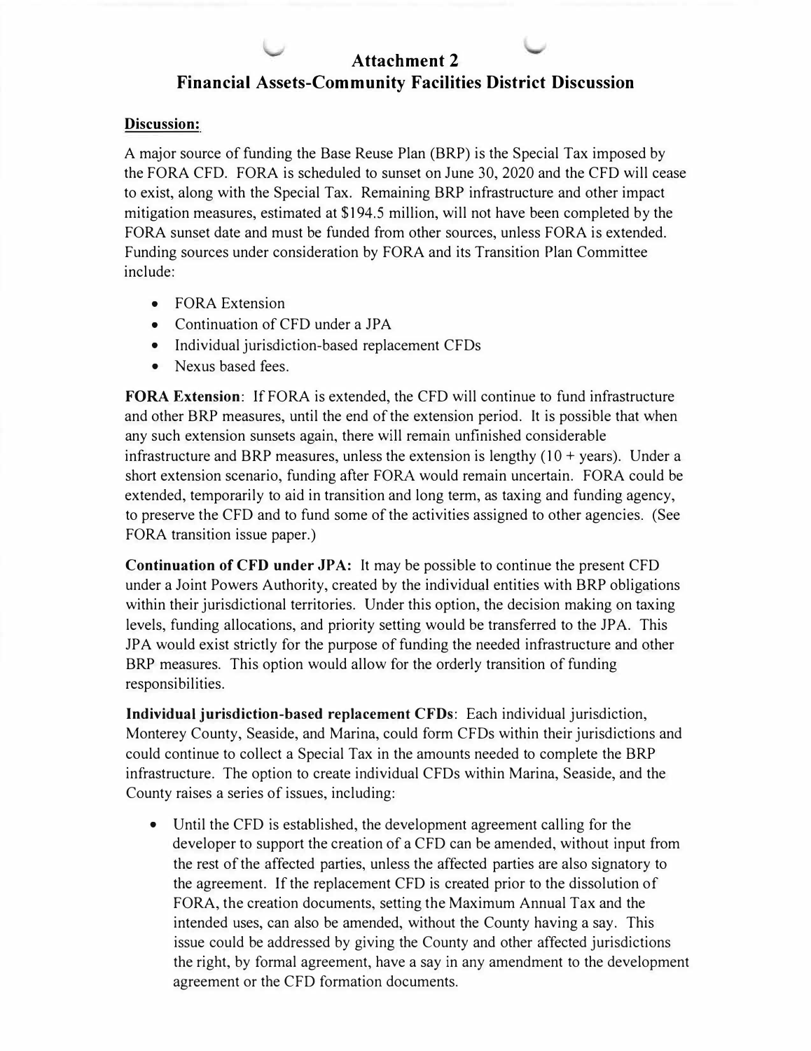# Attachment 2
## Financial Assets-Community Facilities District Discussion

**Discussion:**

A major source of funding the Base Reuse Plan (BRP) is the Special Tax imposed by the FORA CFD. FORA is scheduled to sunset on June 30, 2020 and the CFD will cease to exist, along with the Special Tax. Remaining BRP infrastructure and other impact mitigation measures, estimated at $194.5 million, will not have been completed by the FORA sunset date and must be funded from other sources, unless FORA is extended. Funding sources under consideration by FORA and its Transition Plan Committee include:

- FORA Extension
- Continuation of CFD under a JPA
- Individual jurisdiction-based replacement CFDs
- Nexus based fees.

**FORA Extension**: If FORA is extended, the CFD will continue to fund infrastructure and other BRP measures, until the end of the extension period. It is possible that when any such extension sunsets again, there will remain unfinished considerable infrastructure and BRP measures, unless the extension is lengthy (10 + years). Under a short extension scenario, funding after FORA would remain uncertain. FORA could be extended, temporarily to aid in transition and long term, as taxing and funding agency, to preserve the CFD and to fund some of the activities assigned to other agencies. (See FORA transition issue paper.)

**Continuation of CFD under JPA:** It may be possible to continue the present CFD under a Joint Powers Authority, created by the individual entities with BRP obligations within their jurisdictional territories. Under this option, the decision making on taxing levels, funding allocations, and priority setting would be transferred to the JPA. This JPA would exist strictly for the purpose of funding the needed infrastructure and other BRP measures. This option would allow for the orderly transition of funding responsibilities.

**Individual jurisdiction-based replacement CFDs**: Each individual jurisdiction, Monterey County, Seaside, and Marina, could form CFDs within their jurisdictions and could continue to collect a Special Tax in the amounts needed to complete the BRP infrastructure. The option to create individual CFDs within Marina, Seaside, and the County raises a series of issues, including:

- Until the CFD is established, the development agreement calling for the developer to support the creation of a CFD can be amended, without input from the rest of the affected parties, unless the affected parties are also signatory to the agreement. If the replacement CFD is created prior to the dissolution of FORA, the creation documents, setting the Maximum Annual Tax and the intended uses, can also be amended, without the County having a say. This issue could be addressed by giving the County and other affected jurisdictions the right, by formal agreement, have a say in any amendment to the development agreement or the CFD formation documents.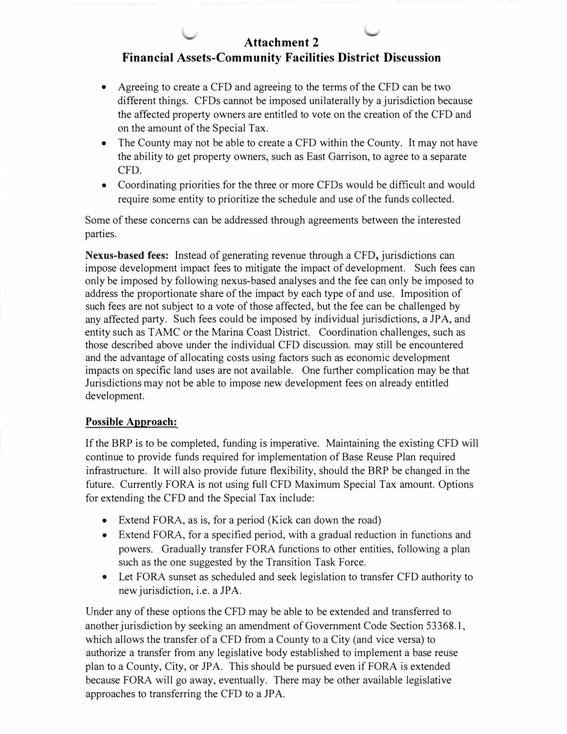# Attachment 2
## Financial Assets-Community Facilities District Discussion

- Agreeing to create a CFD and agreeing to the terms of the CFD can be two different things. CFDs cannot be imposed unilaterally by a jurisdiction because the affected property owners are entitled to vote on the creation of the CFD and on the amount of the Special Tax.
- The County may not be able to create a CFD within the County. It may not have the ability to get property owners, such as East Garrison, to agree to a separate CFD.
- Coordinating priorities for the three or more CFDs would be difficult and would require some entity to prioritize the schedule and use of the funds collected.

Some of these concerns can be addressed through agreements between the interested parties.

**Nexus-based fees:** Instead of generating revenue through a CFD, jurisdictions can impose development impact fees to mitigate the impact of development. Such fees can only be imposed by following nexus-based analyses and the fee can only be imposed to address the proportionate share of the impact by each type of and use. Imposition of such fees are not subject to a vote of those affected, but the fee can be challenged by any affected party. Such fees could be imposed by individual jurisdictions, a JPA, and entity such as TAMC or the Marina Coast District. Coordination challenges, such as those described above under the individual CFD discussion. may still be encountered and the advantage of allocating costs using factors such as economic development impacts on specific land uses are not available. One further complication may be that Jurisdictions may not be able to impose new development fees on already entitled development.

**Possible Approach:**

If the BRP is to be completed, funding is imperative. Maintaining the existing CFD will continue to provide funds required for implementation of Base Reuse Plan required infrastructure. It will also provide future flexibility, should the BRP be changed in the future. Currently FORA is not using full CFD Maximum Special Tax amount. Options for extending the CFD and the Special Tax include:

- Extend FORA, as is, for a period (Kick can down the road)
- Extend FORA, for a specified period, with a gradual reduction in functions and powers. Gradually transfer FORA functions to other entities, following a plan such as the one suggested by the Transition Task Force.
- Let FORA sunset as scheduled and seek legislation to transfer CFD authority to new jurisdiction, i.e. a JPA.

Under any of these options the CFD may be able to be extended and transferred to another jurisdiction by seeking an amendment of Government Code Section 53368.1, which allows the transfer of a CFD from a County to a City (and vice versa) to authorize a transfer from any legislative body established to implement a base reuse plan to a County, City, or JPA. This should be pursued even if FORA is extended because FORA will go away, eventually. There may be other available legislative approaches to transferring the CFD to a JPA.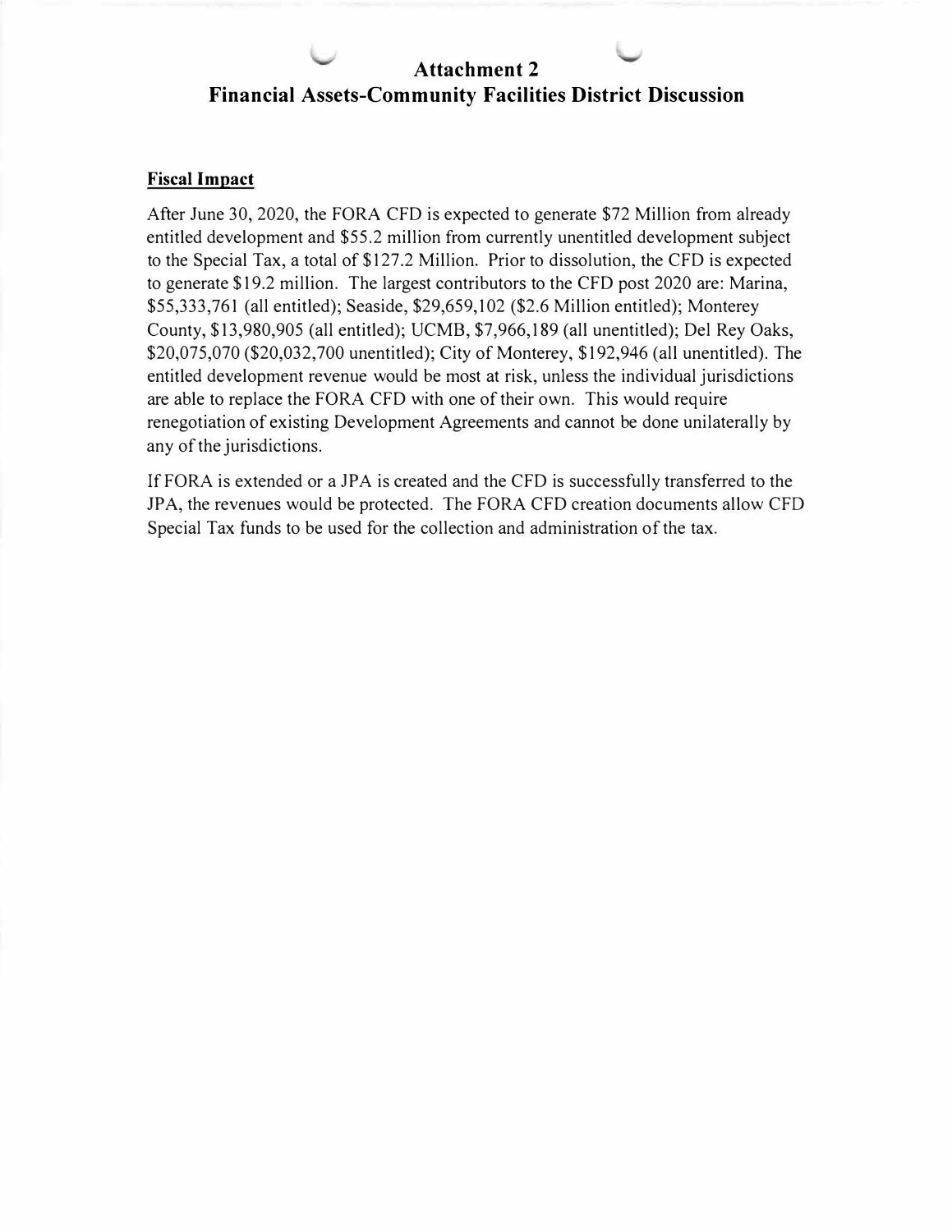# Attachment 2

## Financial Assets-Community Facilities District Discussion

**Fiscal Impact**

After June 30, 2020, the FORA CFD is expected to generate $72 Million from already entitled development and $55.2 million from currently unentitled development subject to the Special Tax, a total of $127.2 Million. Prior to dissolution, the CFD is expected to generate $19.2 million. The largest contributors to the CFD post 2020 are: Marina, $55,333,761 (all entitled); Seaside, $29,659,102 ($2.6 Million entitled); Monterey County, $13,980,905 (all entitled); UCMB, $7,966,189 (all unentitled); Del Rey Oaks, $20,075,070 ($20,032,700 unentitled); City of Monterey, $192,946 (all unentitled). The entitled development revenue would be most at risk, unless the individual jurisdictions are able to replace the FORA CFD with one of their own. This would require renegotiation of existing Development Agreements and cannot be done unilaterally by any of the jurisdictions.

If FORA is extended or a JPA is created and the CFD is successfully transferred to the JPA, the revenues would be protected. The FORA CFD creation documents allow CFD Special Tax funds to be used for the collection and administration of the tax.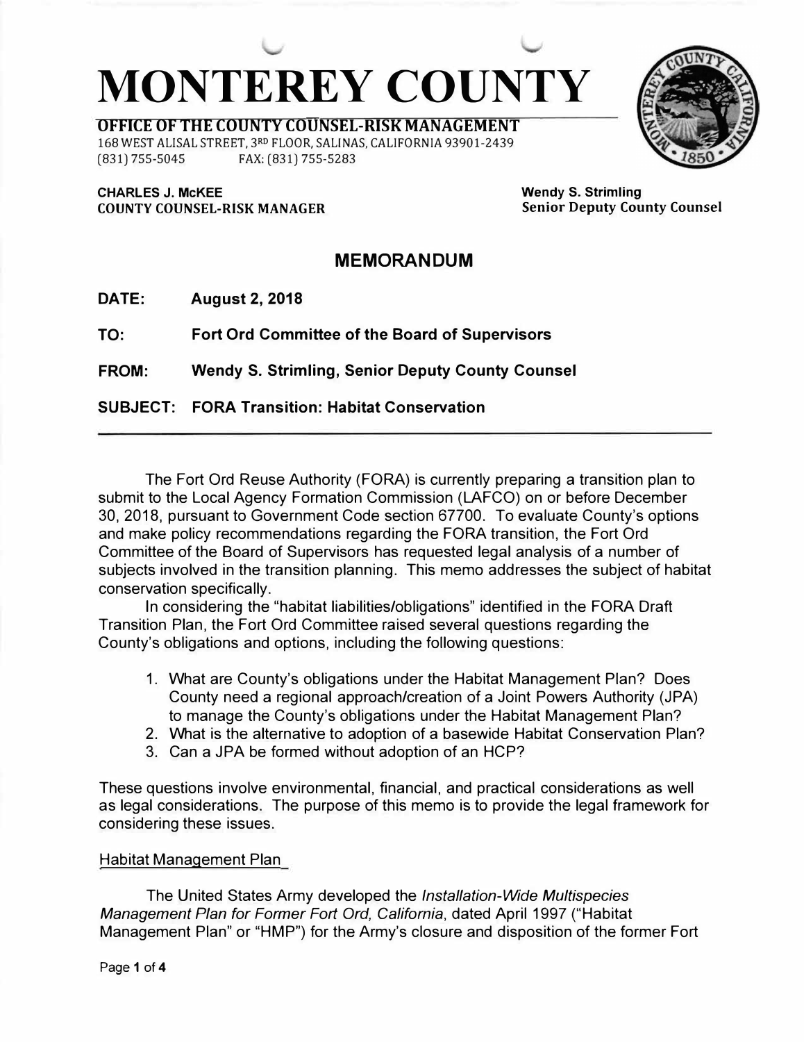# MONTEREY COUNTY

**OFFICE OF THE COUNTY COUNSEL-RISK MANAGEMENT**

168 WEST ALISAL STREET, 3RD FLOOR, SALINAS, CALIFORNIA 93901-2439
(831) 755-5045 FAX: (831) 755-5283

**CHARLES J. McKEE**
**COUNTY COUNSEL-RISK MANAGER**

**Wendy S. Strimling**
**Senior Deputy County Counsel**

## MEMORANDUM

**DATE:** **August 2, 2018**

**TO:** **Fort Ord Committee of the Board of Supervisors**

**FROM:** **Wendy S. Strimling, Senior Deputy County Counsel**

**SUBJECT:** **FORA Transition: Habitat Conservation**

---

The Fort Ord Reuse Authority (FORA) is currently preparing a transition plan to submit to the Local Agency Formation Commission (LAFCO) on or before December 30, 2018, pursuant to Government Code section 67700. To evaluate County's options and make policy recommendations regarding the FORA transition, the Fort Ord Committee of the Board of Supervisors has requested legal analysis of a number of subjects involved in the transition planning. This memo addresses the subject of habitat conservation specifically.

In considering the "habitat liabilities/obligations" identified in the FORA Draft Transition Plan, the Fort Ord Committee raised several questions regarding the County's obligations and options, including the following questions:

1. What are County's obligations under the Habitat Management Plan? Does County need a regional approach/creation of a Joint Powers Authority (JPA) to manage the County's obligations under the Habitat Management Plan?
2. What is the alternative to adoption of a basewide Habitat Conservation Plan?
3. Can a JPA be formed without adoption of an HCP?

These questions involve environmental, financial, and practical considerations as well as legal considerations. The purpose of this memo is to provide the legal framework for considering these issues.

Habitat Management Plan

The United States Army developed the *Installation-Wide Multispecies Management Plan for Former Fort Ord, California*, dated April 1997 ("Habitat Management Plan" or "HMP") for the Army's closure and disposition of the former Fort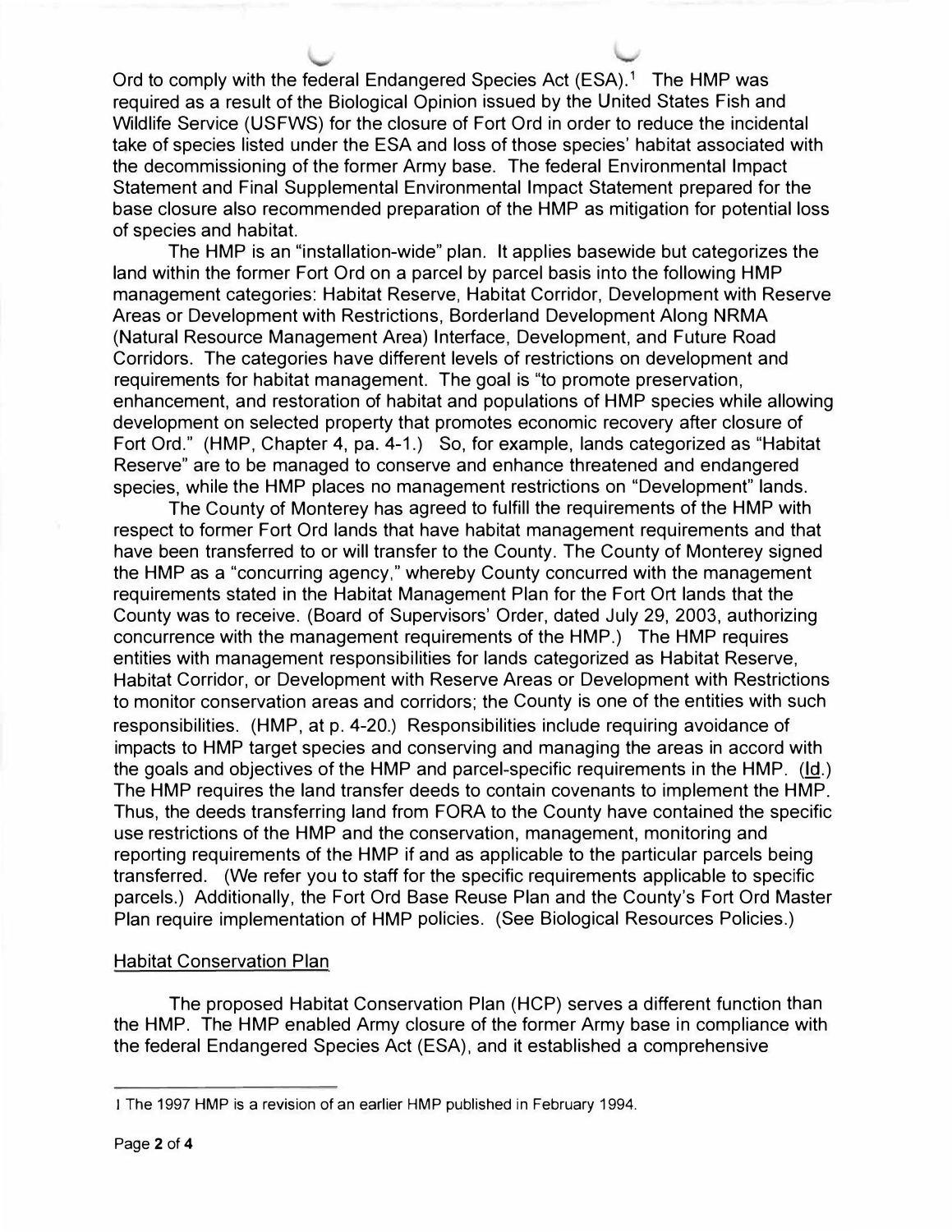Ord to comply with the federal Endangered Species Act (ESA).[1] The HMP was required as a result of the Biological Opinion issued by the United States Fish and Wildlife Service (USFWS) for the closure of Fort Ord in order to reduce the incidental take of species listed under the ESA and loss of those species' habitat associated with the decommissioning of the former Army base. The federal Environmental Impact Statement and Final Supplemental Environmental Impact Statement prepared for the base closure also recommended preparation of the HMP as mitigation for potential loss of species and habitat.

The HMP is an "installation-wide" plan. It applies basewide but categorizes the land within the former Fort Ord on a parcel by parcel basis into the following HMP management categories: Habitat Reserve, Habitat Corridor, Development with Reserve Areas or Development with Restrictions, Borderland Development Along NRMA (Natural Resource Management Area) Interface, Development, and Future Road Corridors. The categories have different levels of restrictions on development and requirements for habitat management. The goal is "to promote preservation, enhancement, and restoration of habitat and populations of HMP species while allowing development on selected property that promotes economic recovery after closure of Fort Ord." (HMP, Chapter 4, pa. 4-1.) So, for example, lands categorized as "Habitat Reserve" are to be managed to conserve and enhance threatened and endangered species, while the HMP places no management restrictions on "Development" lands.

The County of Monterey has agreed to fulfill the requirements of the HMP with respect to former Fort Ord lands that have habitat management requirements and that have been transferred to or will transfer to the County. The County of Monterey signed the HMP as a "concurring agency," whereby County concurred with the management requirements stated in the Habitat Management Plan for the Fort Ort lands that the County was to receive. (Board of Supervisors' Order, dated July 29, 2003, authorizing concurrence with the management requirements of the HMP.) The HMP requires entities with management responsibilities for lands categorized as Habitat Reserve, Habitat Corridor, or Development with Reserve Areas or Development with Restrictions to monitor conservation areas and corridors; the County is one of the entities with such responsibilities. (HMP, at p. 4-20.) Responsibilities include requiring avoidance of impacts to HMP target species and conserving and managing the areas in accord with the goals and objectives of the HMP and parcel-specific requirements in the HMP. (Id.) The HMP requires the land transfer deeds to contain covenants to implement the HMP. Thus, the deeds transferring land from FORA to the County have contained the specific use restrictions of the HMP and the conservation, management, monitoring and reporting requirements of the HMP if and as applicable to the particular parcels being transferred. (We refer you to staff for the specific requirements applicable to specific parcels.) Additionally, the Fort Ord Base Reuse Plan and the County's Fort Ord Master Plan require implementation of HMP policies. (See Biological Resources Policies.)

## Habitat Conservation Plan

The proposed Habitat Conservation Plan (HCP) serves a different function than the HMP. The HMP enabled Army closure of the former Army base in compliance with the federal Endangered Species Act (ESA), and it established a comprehensive

---

[1] The 1997 HMP is a revision of an earlier HMP published in February 1994.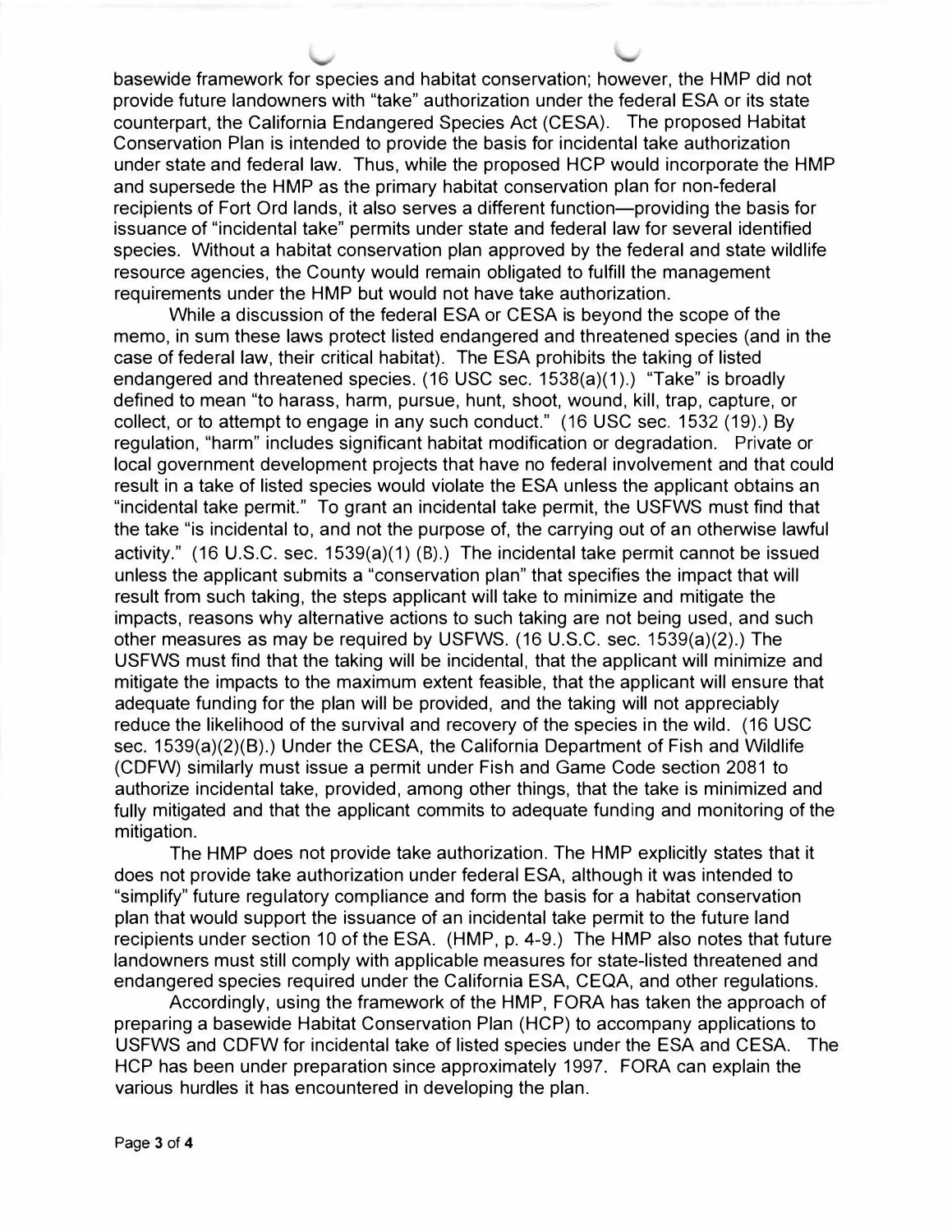basewide framework for species and habitat conservation; however, the HMP did not provide future landowners with "take" authorization under the federal ESA or its state counterpart, the California Endangered Species Act (CESA). The proposed Habitat Conservation Plan is intended to provide the basis for incidental take authorization under state and federal law. Thus, while the proposed HCP would incorporate the HMP and supersede the HMP as the primary habitat conservation plan for non-federal recipients of Fort Ord lands, it also serves a different function—providing the basis for issuance of "incidental take" permits under state and federal law for several identified species. Without a habitat conservation plan approved by the federal and state wildlife resource agencies, the County would remain obligated to fulfill the management requirements under the HMP but would not have take authorization.

While a discussion of the federal ESA or CESA is beyond the scope of the memo, in sum these laws protect listed endangered and threatened species (and in the case of federal law, their critical habitat). The ESA prohibits the taking of listed endangered and threatened species. (16 USC sec. 1538(a)(1).) "Take" is broadly defined to mean "to harass, harm, pursue, hunt, shoot, wound, kill, trap, capture, or collect, or to attempt to engage in any such conduct." (16 USC sec. 1532 (19).) By regulation, "harm" includes significant habitat modification or degradation. Private or local government development projects that have no federal involvement and that could result in a take of listed species would violate the ESA unless the applicant obtains an "incidental take permit." To grant an incidental take permit, the USFWS must find that the take "is incidental to, and not the purpose of, the carrying out of an otherwise lawful activity." (16 U.S.C. sec. 1539(a)(1) (B).) The incidental take permit cannot be issued unless the applicant submits a "conservation plan" that specifies the impact that will result from such taking, the steps applicant will take to minimize and mitigate the impacts, reasons why alternative actions to such taking are not being used, and such other measures as may be required by USFWS. (16 U.S.C. sec. 1539(a)(2).) The USFWS must find that the taking will be incidental, that the applicant will minimize and mitigate the impacts to the maximum extent feasible, that the applicant will ensure that adequate funding for the plan will be provided, and the taking will not appreciably reduce the likelihood of the survival and recovery of the species in the wild. (16 USC sec. 1539(a)(2)(B).) Under the CESA, the California Department of Fish and Wildlife (CDFW) similarly must issue a permit under Fish and Game Code section 2081 to authorize incidental take, provided, among other things, that the take is minimized and fully mitigated and that the applicant commits to adequate funding and monitoring of the mitigation.

The HMP does not provide take authorization. The HMP explicitly states that it does not provide take authorization under federal ESA, although it was intended to "simplify" future regulatory compliance and form the basis for a habitat conservation plan that would support the issuance of an incidental take permit to the future land recipients under section 10 of the ESA. (HMP, p. 4-9.) The HMP also notes that future landowners must still comply with applicable measures for state-listed threatened and endangered species required under the California ESA, CEQA, and other regulations.

Accordingly, using the framework of the HMP, FORA has taken the approach of preparing a basewide Habitat Conservation Plan (HCP) to accompany applications to USFWS and CDFW for incidental take of listed species under the ESA and CESA. The HCP has been under preparation since approximately 1997. FORA can explain the various hurdles it has encountered in developing the plan.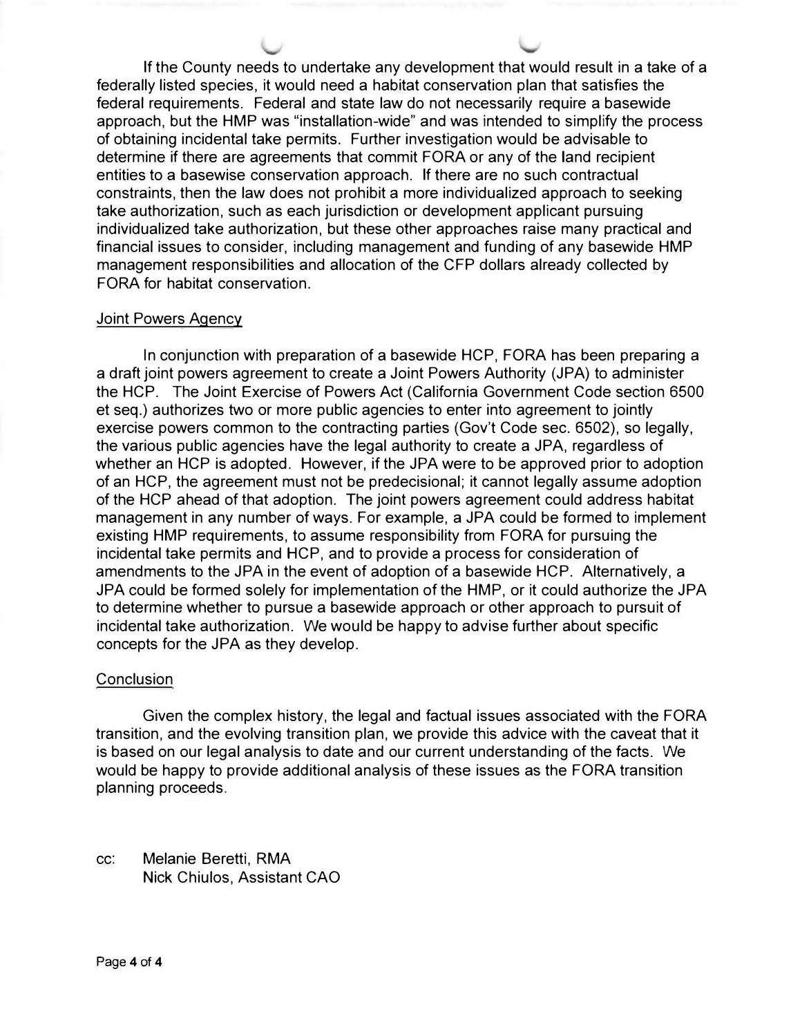If the County needs to undertake any development that would result in a take of a federally listed species, it would need a habitat conservation plan that satisfies the federal requirements. Federal and state law do not necessarily require a basewide approach, but the HMP was "installation-wide" and was intended to simplify the process of obtaining incidental take permits. Further investigation would be advisable to determine if there are agreements that commit FORA or any of the land recipient entities to a basewise conservation approach. If there are no such contractual constraints, then the law does not prohibit a more individualized approach to seeking take authorization, such as each jurisdiction or development applicant pursuing individualized take authorization, but these other approaches raise many practical and financial issues to consider, including management and funding of any basewide HMP management responsibilities and allocation of the CFP dollars already collected by FORA for habitat conservation.

## Joint Powers Agency

In conjunction with preparation of a basewide HCP, FORA has been preparing a a draft joint powers agreement to create a Joint Powers Authority (JPA) to administer the HCP. The Joint Exercise of Powers Act (California Government Code section 6500 et seq.) authorizes two or more public agencies to enter into agreement to jointly exercise powers common to the contracting parties (Gov't Code sec. 6502), so legally, the various public agencies have the legal authority to create a JPA, regardless of whether an HCP is adopted. However, if the JPA were to be approved prior to adoption of an HCP, the agreement must not be predecisional; it cannot legally assume adoption of the HCP ahead of that adoption. The joint powers agreement could address habitat management in any number of ways. For example, a JPA could be formed to implement existing HMP requirements, to assume responsibility from FORA for pursuing the incidental take permits and HCP, and to provide a process for consideration of amendments to the JPA in the event of adoption of a basewide HCP. Alternatively, a JPA could be formed solely for implementation of the HMP, or it could authorize the JPA to determine whether to pursue a basewide approach or other approach to pursuit of incidental take authorization. We would be happy to advise further about specific concepts for the JPA as they develop.

## Conclusion

Given the complex history, the legal and factual issues associated with the FORA transition, and the evolving transition plan, we provide this advice with the caveat that it is based on our legal analysis to date and our current understanding of the facts. We would be happy to provide additional analysis of these issues as the FORA transition planning proceeds.

cc: Melanie Beretti, RMA
Nick Chiulos, Assistant CAO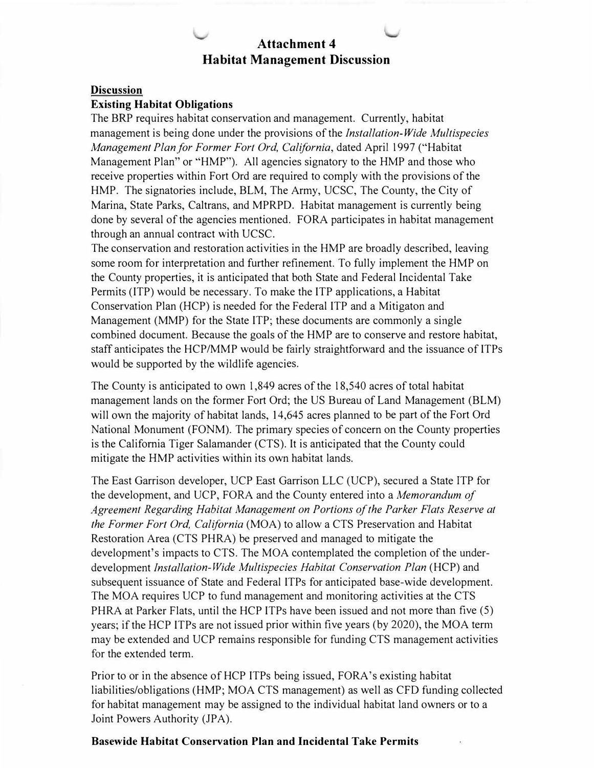# Attachment 4
# Habitat Management Discussion

**Discussion**

**Existing Habitat Obligations**

The BRP requires habitat conservation and management. Currently, habitat management is being done under the provisions of the *Installation-Wide Multispecies Management Plan for Former Fort Ord, California*, dated April 1997 ("Habitat Management Plan" or "HMP"). All agencies signatory to the HMP and those who receive properties within Fort Ord are required to comply with the provisions of the HMP. The signatories include, BLM, The Army, UCSC, The County, the City of Marina, State Parks, Caltrans, and MPRPD. Habitat management is currently being done by several of the agencies mentioned. FORA participates in habitat management through an annual contract with UCSC.

The conservation and restoration activities in the HMP are broadly described, leaving some room for interpretation and further refinement. To fully implement the HMP on the County properties, it is anticipated that both State and Federal Incidental Take Permits (ITP) would be necessary. To make the ITP applications, a Habitat Conservation Plan (HCP) is needed for the Federal ITP and a Mitigaton and Management (MMP) for the State ITP; these documents are commonly a single combined document. Because the goals of the HMP are to conserve and restore habitat, staff anticipates the HCP/MMP would be fairly straightforward and the issuance of ITPs would be supported by the wildlife agencies.

The County is anticipated to own 1,849 acres of the 18,540 acres of total habitat management lands on the former Fort Ord; the US Bureau of Land Management (BLM) will own the majority of habitat lands, 14,645 acres planned to be part of the Fort Ord National Monument (FONM). The primary species of concern on the County properties is the California Tiger Salamander (CTS). It is anticipated that the County could mitigate the HMP activities within its own habitat lands.

The East Garrison developer, UCP East Garrison LLC (UCP), secured a State ITP for the development, and UCP, FORA and the County entered into a *Memorandum of Agreement Regarding Habitat Management on Portions of the Parker Flats Reserve at the Former Fort Ord, California* (MOA) to allow a CTS Preservation and Habitat Restoration Area (CTS PHRA) be preserved and managed to mitigate the development's impacts to CTS. The MOA contemplated the completion of the under-development *Installation-Wide Multispecies Habitat Conservation Plan* (HCP) and subsequent issuance of State and Federal ITPs for anticipated base-wide development. The MOA requires UCP to fund management and monitoring activities at the CTS PHRA at Parker Flats, until the HCP ITPs have been issued and not more than five (5) years; if the HCP ITPs are not issued prior within five years (by 2020), the MOA term may be extended and UCP remains responsible for funding CTS management activities for the extended term.

Prior to or in the absence of HCP ITPs being issued, FORA's existing habitat liabilities/obligations (HMP; MOA CTS management) as well as CFD funding collected for habitat management may be assigned to the individual habitat land owners or to a Joint Powers Authority (JPA).

**Basewide Habitat Conservation Plan and Incidental Take Permits**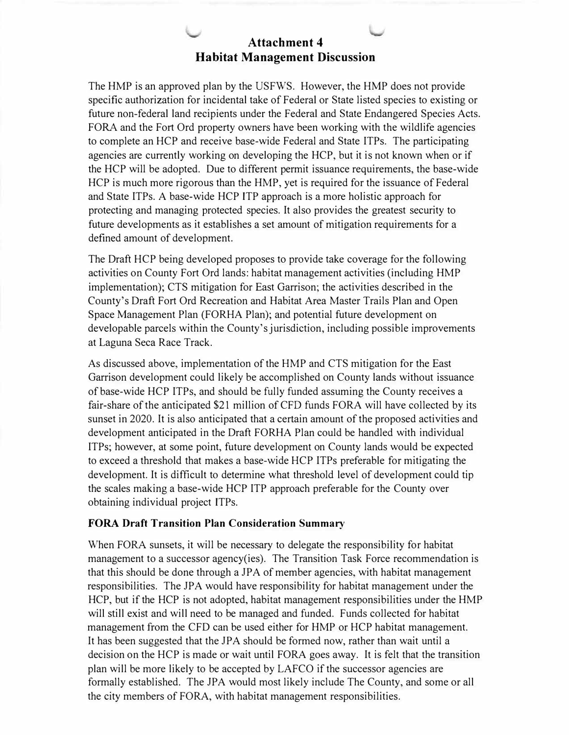# Attachment 4
# Habitat Management Discussion

The HMP is an approved plan by the USFWS. However, the HMP does not provide specific authorization for incidental take of Federal or State listed species to existing or future non-federal land recipients under the Federal and State Endangered Species Acts. FORA and the Fort Ord property owners have been working with the wildlife agencies to complete an HCP and receive base-wide Federal and State ITPs. The participating agencies are currently working on developing the HCP, but it is not known when or if the HCP will be adopted. Due to different permit issuance requirements, the base-wide HCP is much more rigorous than the HMP, yet is required for the issuance of Federal and State ITPs. A base-wide HCP ITP approach is a more holistic approach for protecting and managing protected species. It also provides the greatest security to future developments as it establishes a set amount of mitigation requirements for a defined amount of development.

The Draft HCP being developed proposes to provide take coverage for the following activities on County Fort Ord lands: habitat management activities (including HMP implementation); CTS mitigation for East Garrison; the activities described in the County's Draft Fort Ord Recreation and Habitat Area Master Trails Plan and Open Space Management Plan (FORHA Plan); and potential future development on developable parcels within the County's jurisdiction, including possible improvements at Laguna Seca Race Track.

As discussed above, implementation of the HMP and CTS mitigation for the East Garrison development could likely be accomplished on County lands without issuance of base-wide HCP ITPs, and should be fully funded assuming the County receives a fair-share of the anticipated $21 million of CFD funds FORA will have collected by its sunset in 2020. It is also anticipated that a certain amount of the proposed activities and development anticipated in the Draft FORHA Plan could be handled with individual ITPs; however, at some point, future development on County lands would be expected to exceed a threshold that makes a base-wide HCP ITPs preferable for mitigating the development. It is difficult to determine what threshold level of development could tip the scales making a base-wide HCP ITP approach preferable for the County over obtaining individual project ITPs.

**FORA Draft Transition Plan Consideration Summary**

When FORA sunsets, it will be necessary to delegate the responsibility for habitat management to a successor agency(ies). The Transition Task Force recommendation is that this should be done through a JPA of member agencies, with habitat management responsibilities. The JPA would have responsibility for habitat management under the HCP, but if the HCP is not adopted, habitat management responsibilities under the HMP will still exist and will need to be managed and funded. Funds collected for habitat management from the CFD can be used either for HMP or HCP habitat management. It has been suggested that the JPA should be formed now, rather than wait until a decision on the HCP is made or wait until FORA goes away. It is felt that the transition plan will be more likely to be accepted by LAFCO if the successor agencies are formally established. The JPA would most likely include The County, and some or all the city members of FORA, with habitat management responsibilities.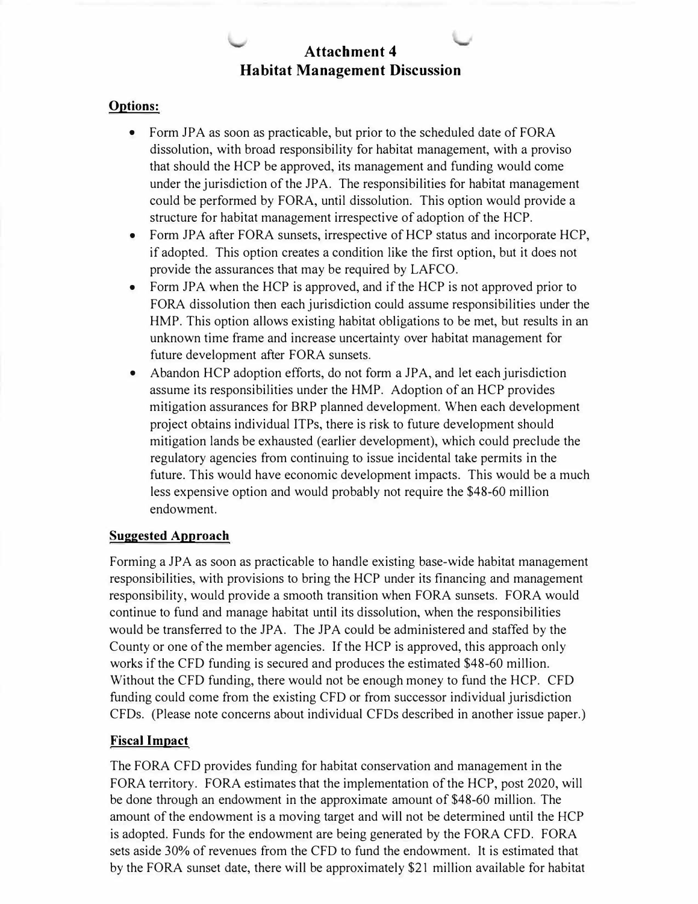# Attachment 4
## Habitat Management Discussion

**Options:**

- Form JPA as soon as practicable, but prior to the scheduled date of FORA dissolution, with broad responsibility for habitat management, with a proviso that should the HCP be approved, its management and funding would come under the jurisdiction of the JPA. The responsibilities for habitat management could be performed by FORA, until dissolution. This option would provide a structure for habitat management irrespective of adoption of the HCP.
- Form JPA after FORA sunsets, irrespective of HCP status and incorporate HCP, if adopted. This option creates a condition like the first option, but it does not provide the assurances that may be required by LAFCO.
- Form JPA when the HCP is approved, and if the HCP is not approved prior to FORA dissolution then each jurisdiction could assume responsibilities under the HMP. This option allows existing habitat obligations to be met, but results in an unknown time frame and increase uncertainty over habitat management for future development after FORA sunsets.
- Abandon HCP adoption efforts, do not form a JPA, and let each jurisdiction assume its responsibilities under the HMP. Adoption of an HCP provides mitigation assurances for BRP planned development. When each development project obtains individual ITPs, there is risk to future development should mitigation lands be exhausted (earlier development), which could preclude the regulatory agencies from continuing to issue incidental take permits in the future. This would have economic development impacts. This would be a much less expensive option and would probably not require the $48-60 million endowment.

**Suggested Approach**

Forming a JPA as soon as practicable to handle existing base-wide habitat management responsibilities, with provisions to bring the HCP under its financing and management responsibility, would provide a smooth transition when FORA sunsets. FORA would continue to fund and manage habitat until its dissolution, when the responsibilities would be transferred to the JPA. The JPA could be administered and staffed by the County or one of the member agencies. If the HCP is approved, this approach only works if the CFD funding is secured and produces the estimated $48-60 million. Without the CFD funding, there would not be enough money to fund the HCP. CFD funding could come from the existing CFD or from successor individual jurisdiction CFDs. (Please note concerns about individual CFDs described in another issue paper.)

**Fiscal Impact**

The FORA CFD provides funding for habitat conservation and management in the FORA territory. FORA estimates that the implementation of the HCP, post 2020, will be done through an endowment in the approximate amount of $48-60 million. The amount of the endowment is a moving target and will not be determined until the HCP is adopted. Funds for the endowment are being generated by the FORA CFD. FORA sets aside 30% of revenues from the CFD to fund the endowment. It is estimated that by the FORA sunset date, there will be approximately $21 million available for habitat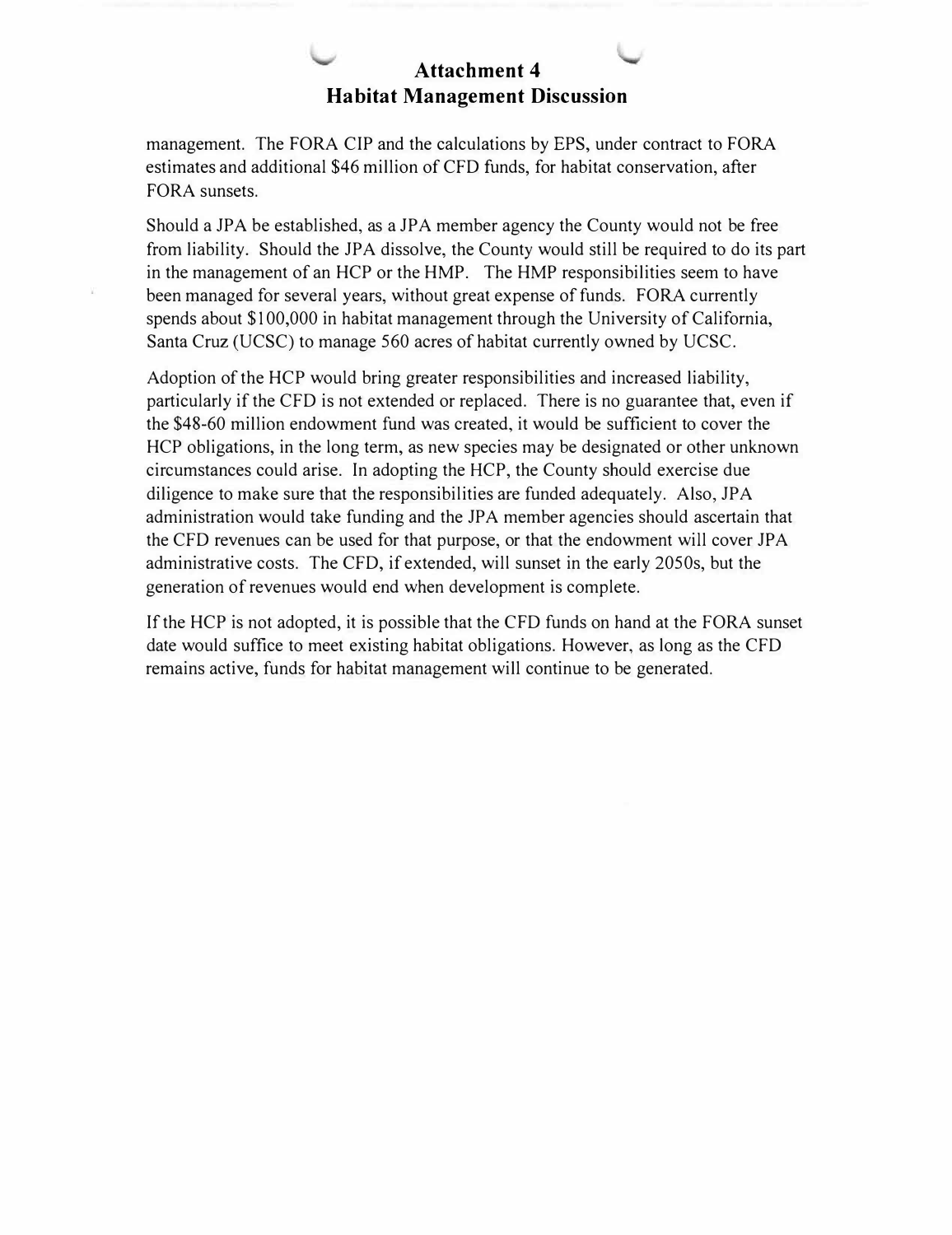# Attachment 4
# Habitat Management Discussion

management. The FORA CIP and the calculations by EPS, under contract to FORA estimates and additional $46 million of CFD funds, for habitat conservation, after FORA sunsets.

Should a JPA be established, as a JPA member agency the County would not be free from liability. Should the JPA dissolve, the County would still be required to do its part in the management of an HCP or the HMP. The HMP responsibilities seem to have been managed for several years, without great expense of funds. FORA currently spends about $100,000 in habitat management through the University of California, Santa Cruz (UCSC) to manage 560 acres of habitat currently owned by UCSC.

Adoption of the HCP would bring greater responsibilities and increased liability, particularly if the CFD is not extended or replaced. There is no guarantee that, even if the $48-60 million endowment fund was created, it would be sufficient to cover the HCP obligations, in the long term, as new species may be designated or other unknown circumstances could arise. In adopting the HCP, the County should exercise due diligence to make sure that the responsibilities are funded adequately. Also, JPA administration would take funding and the JPA member agencies should ascertain that the CFD revenues can be used for that purpose, or that the endowment will cover JPA administrative costs. The CFD, if extended, will sunset in the early 2050s, but the generation of revenues would end when development is complete.

If the HCP is not adopted, it is possible that the CFD funds on hand at the FORA sunset date would suffice to meet existing habitat obligations. However, as long as the CFD remains active, funds for habitat management will continue to be generated.